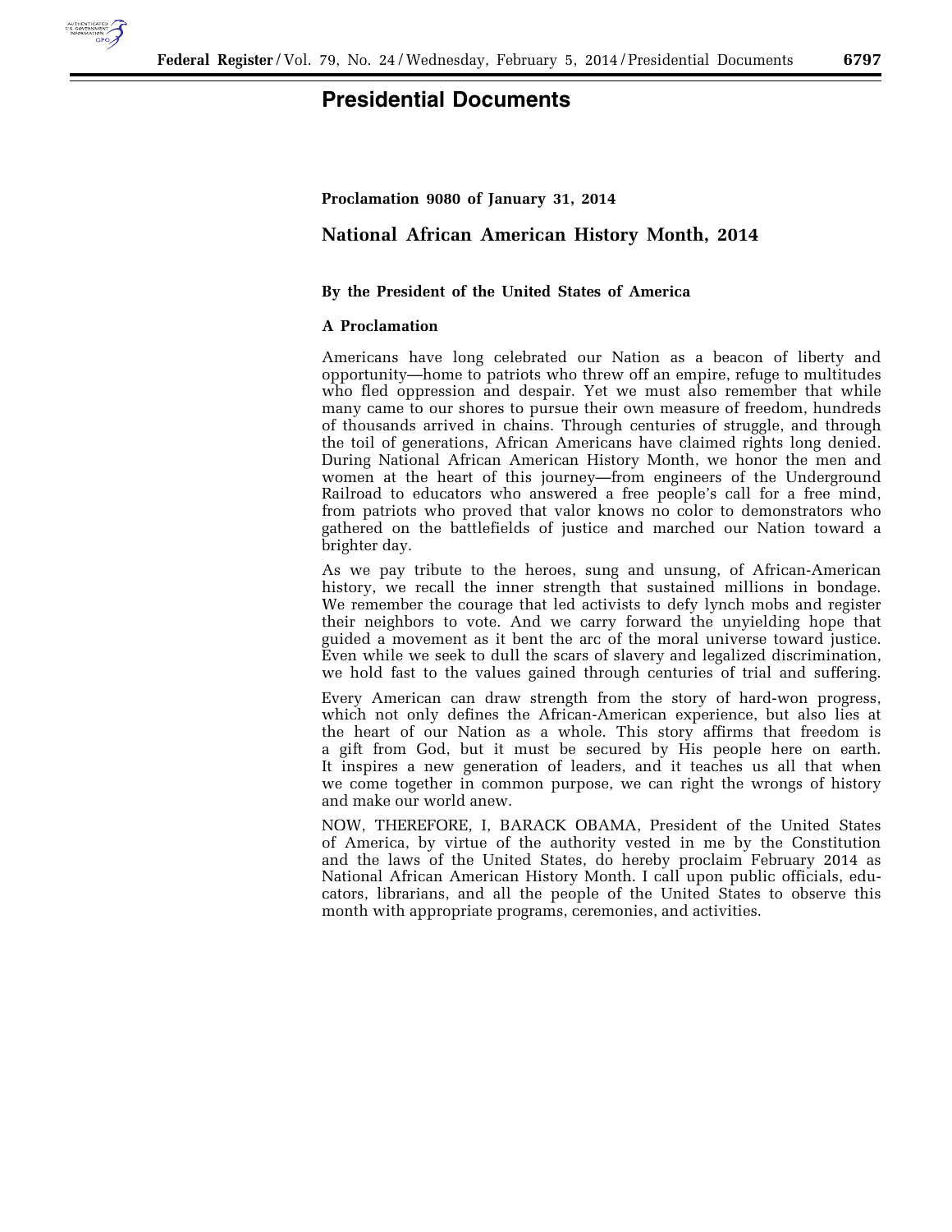# Presidential Documents

**Proclamation 9080 of January 31, 2014**

## National African American History Month, 2014

**By the President of the United States of America**

**A Proclamation**

Americans have long celebrated our Nation as a beacon of liberty and opportunity—home to patriots who threw off an empire, refuge to multitudes who fled oppression and despair. Yet we must also remember that while many came to our shores to pursue their own measure of freedom, hundreds of thousands arrived in chains. Through centuries of struggle, and through the toil of generations, African Americans have claimed rights long denied. During National African American History Month, we honor the men and women at the heart of this journey—from engineers of the Underground Railroad to educators who answered a free people's call for a free mind, from patriots who proved that valor knows no color to demonstrators who gathered on the battlefields of justice and marched our Nation toward a brighter day.

As we pay tribute to the heroes, sung and unsung, of African-American history, we recall the inner strength that sustained millions in bondage. We remember the courage that led activists to defy lynch mobs and register their neighbors to vote. And we carry forward the unyielding hope that guided a movement as it bent the arc of the moral universe toward justice. Even while we seek to dull the scars of slavery and legalized discrimination, we hold fast to the values gained through centuries of trial and suffering.

Every American can draw strength from the story of hard-won progress, which not only defines the African-American experience, but also lies at the heart of our Nation as a whole. This story affirms that freedom is a gift from God, but it must be secured by His people here on earth. It inspires a new generation of leaders, and it teaches us all that when we come together in common purpose, we can right the wrongs of history and make our world anew.

NOW, THEREFORE, I, BARACK OBAMA, President of the United States of America, by virtue of the authority vested in me by the Constitution and the laws of the United States, do hereby proclaim February 2014 as National African American History Month. I call upon public officials, educators, librarians, and all the people of the United States to observe this month with appropriate programs, ceremonies, and activities.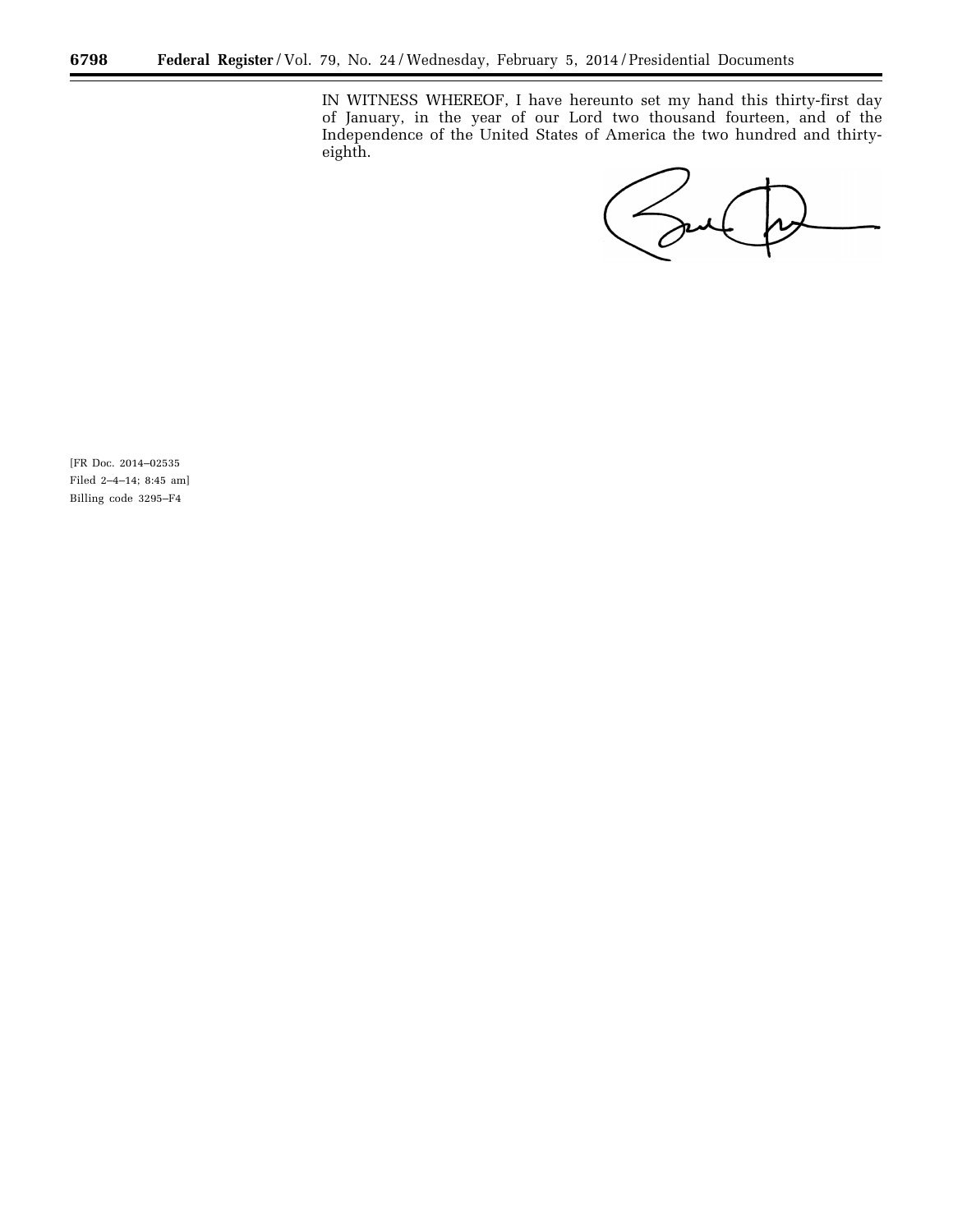IN WITNESS WHEREOF, I have hereunto set my hand this thirty-first day of January, in the year of our Lord two thousand fourteen, and of the Independence of the United States of America the two hundred and thirty-eighth.

[FR Doc. 2014–02535
Filed 2–4–14; 8:45 am]
Billing code 3295–F4